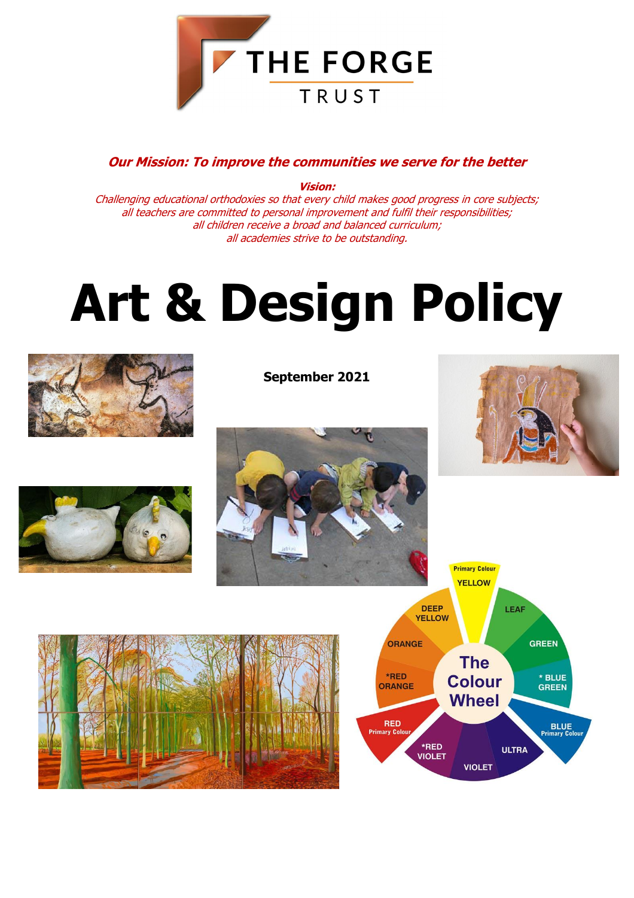THE FORGE TRUST

***Our Mission: To improve the communities we serve for the better***

***Vision:***

*Challenging educational orthodoxies so that every child makes good progress in core subjects;*
*all teachers are committed to personal improvement and fulfil their responsibilities;*
*all children receive a broad and balanced curriculum;*
*all academies strive to be outstanding.*

# Art & Design Policy

**September 2021**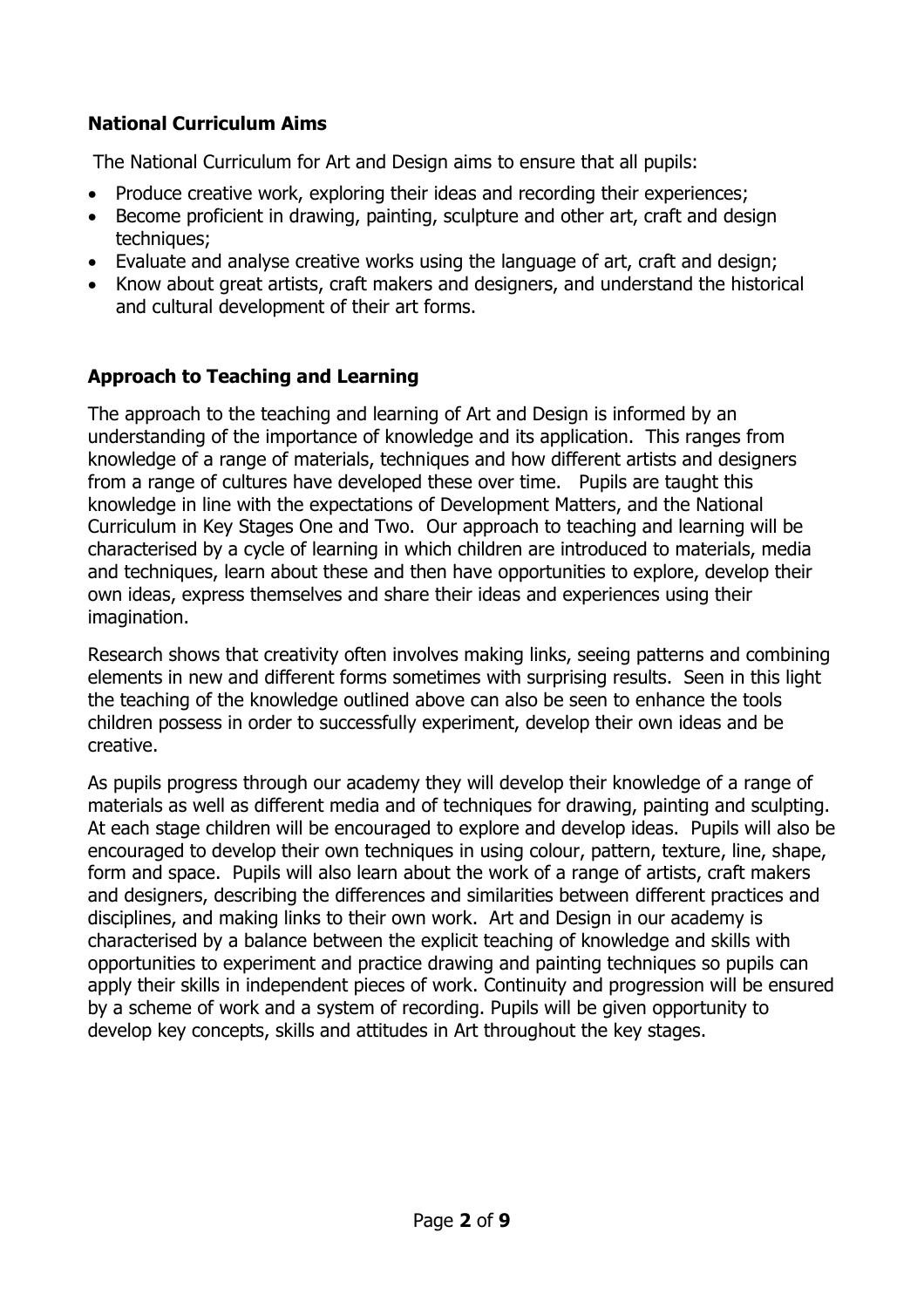**National Curriculum Aims**

The National Curriculum for Art and Design aims to ensure that all pupils:

- Produce creative work, exploring their ideas and recording their experiences;
- Become proficient in drawing, painting, sculpture and other art, craft and design techniques;
- Evaluate and analyse creative works using the language of art, craft and design;
- Know about great artists, craft makers and designers, and understand the historical and cultural development of their art forms.

**Approach to Teaching and Learning**

The approach to the teaching and learning of Art and Design is informed by an understanding of the importance of knowledge and its application. This ranges from knowledge of a range of materials, techniques and how different artists and designers from a range of cultures have developed these over time. Pupils are taught this knowledge in line with the expectations of Development Matters, and the National Curriculum in Key Stages One and Two. Our approach to teaching and learning will be characterised by a cycle of learning in which children are introduced to materials, media and techniques, learn about these and then have opportunities to explore, develop their own ideas, express themselves and share their ideas and experiences using their imagination.

Research shows that creativity often involves making links, seeing patterns and combining elements in new and different forms sometimes with surprising results. Seen in this light the teaching of the knowledge outlined above can also be seen to enhance the tools children possess in order to successfully experiment, develop their own ideas and be creative.

As pupils progress through our academy they will develop their knowledge of a range of materials as well as different media and of techniques for drawing, painting and sculpting. At each stage children will be encouraged to explore and develop ideas. Pupils will also be encouraged to develop their own techniques in using colour, pattern, texture, line, shape, form and space. Pupils will also learn about the work of a range of artists, craft makers and designers, describing the differences and similarities between different practices and disciplines, and making links to their own work. Art and Design in our academy is characterised by a balance between the explicit teaching of knowledge and skills with opportunities to experiment and practice drawing and painting techniques so pupils can apply their skills in independent pieces of work. Continuity and progression will be ensured by a scheme of work and a system of recording. Pupils will be given opportunity to develop key concepts, skills and attitudes in Art throughout the key stages.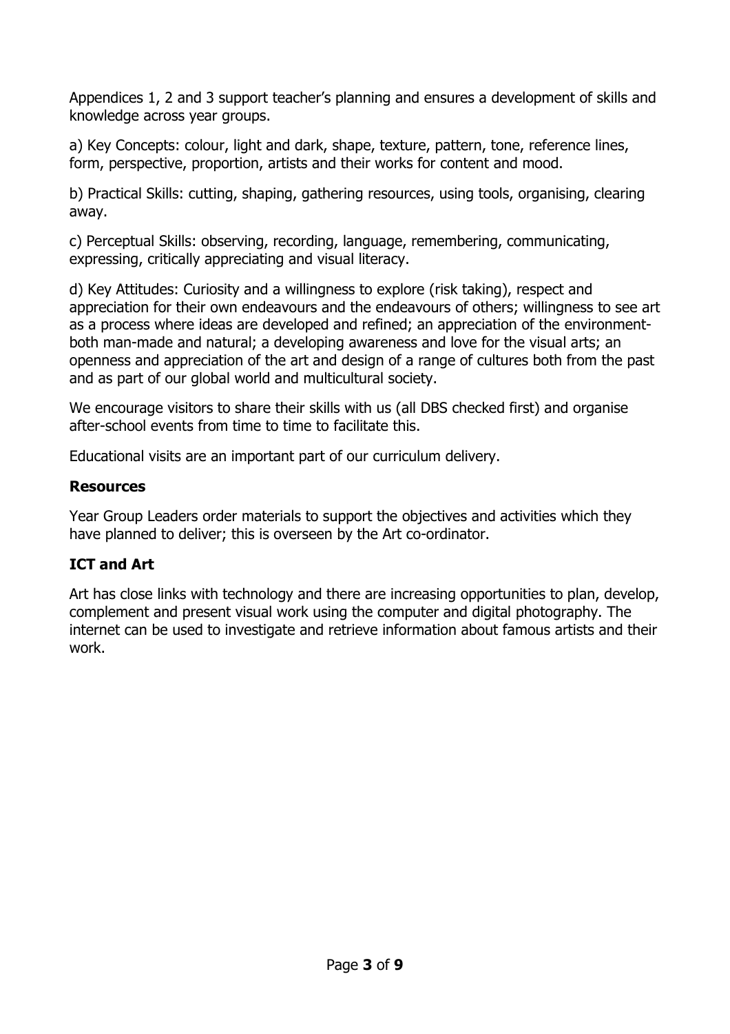Appendices 1, 2 and 3 support teacher's planning and ensures a development of skills and knowledge across year groups.

a) Key Concepts: colour, light and dark, shape, texture, pattern, tone, reference lines, form, perspective, proportion, artists and their works for content and mood.

b) Practical Skills: cutting, shaping, gathering resources, using tools, organising, clearing away.

c) Perceptual Skills: observing, recording, language, remembering, communicating, expressing, critically appreciating and visual literacy.

d) Key Attitudes: Curiosity and a willingness to explore (risk taking), respect and appreciation for their own endeavours and the endeavours of others; willingness to see art as a process where ideas are developed and refined; an appreciation of the environment-both man-made and natural; a developing awareness and love for the visual arts; an openness and appreciation of the art and design of a range of cultures both from the past and as part of our global world and multicultural society.

We encourage visitors to share their skills with us (all DBS checked first) and organise after-school events from time to time to facilitate this.

Educational visits are an important part of our curriculum delivery.

**Resources**

Year Group Leaders order materials to support the objectives and activities which they have planned to deliver; this is overseen by the Art co-ordinator.

**ICT and Art**

Art has close links with technology and there are increasing opportunities to plan, develop, complement and present visual work using the computer and digital photography. The internet can be used to investigate and retrieve information about famous artists and their work.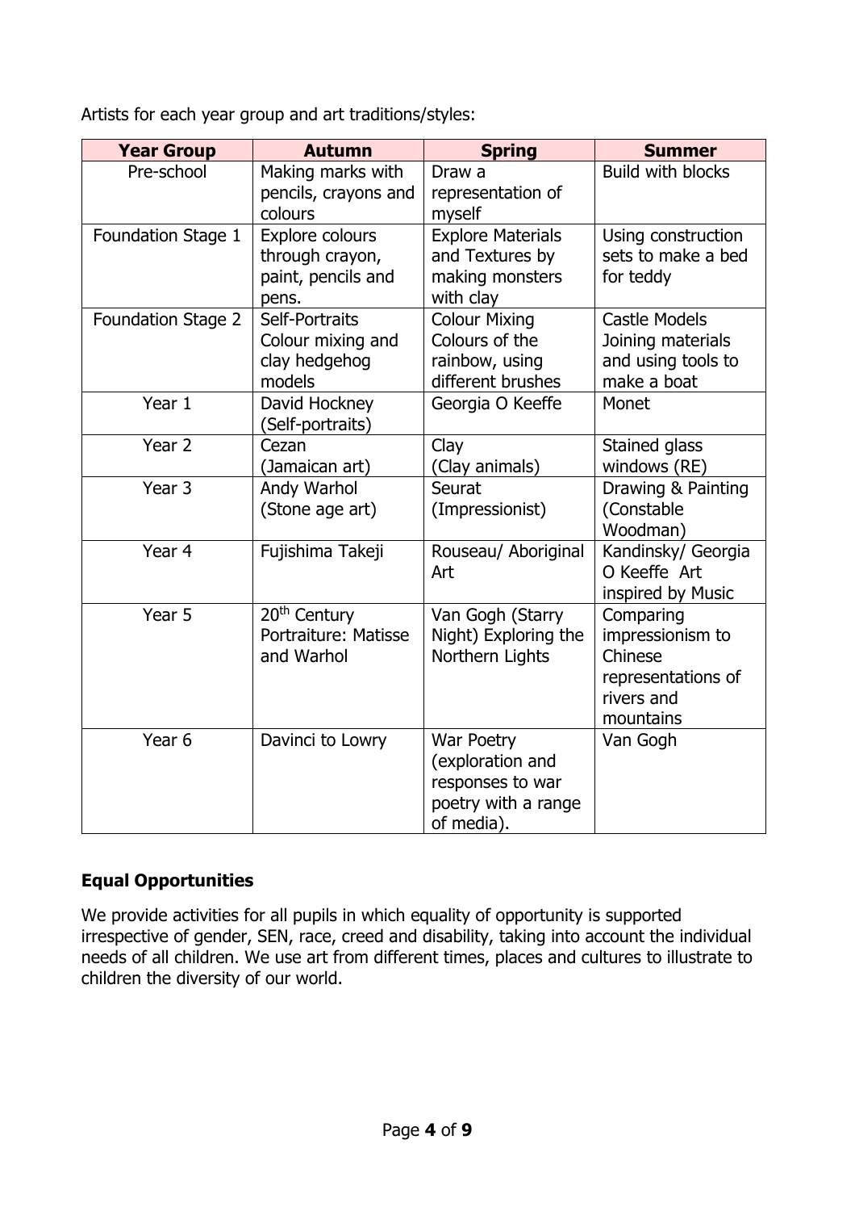Artists for each year group and art traditions/styles:

| Year Group | Autumn | Spring | Summer |
|---|---|---|---|
| Pre-school | Making marks with pencils, crayons and colours | Draw a representation of myself | Build with blocks |
| Foundation Stage 1 | Explore colours through crayon, paint, pencils and pens. | Explore Materials and Textures by making monsters with clay | Using construction sets to make a bed for teddy |
| Foundation Stage 2 | Self-Portraits Colour mixing and clay hedgehog models | Colour Mixing Colours of the rainbow, using different brushes | Castle Models Joining materials and using tools to make a boat |
| Year 1 | David Hockney (Self-portraits) | Georgia O Keeffe | Monet |
| Year 2 | Cezan (Jamaican art) | Clay (Clay animals) | Stained glass windows (RE) |
| Year 3 | Andy Warhol (Stone age art) | Seurat (Impressionist) | Drawing & Painting (Constable Woodman) |
| Year 4 | Fujishima Takeji | Rouseau/ Aboriginal Art | Kandinsky/ Georgia O Keeffe Art inspired by Music |
| Year 5 | 20th Century Portraiture: Matisse and Warhol | Van Gogh (Starry Night) Exploring the Northern Lights | Comparing impressionism to Chinese representations of rivers and mountains |
| Year 6 | Davinci to Lowry | War Poetry (exploration and responses to war poetry with a range of media). | Van Gogh |

## Equal Opportunities

We provide activities for all pupils in which equality of opportunity is supported irrespective of gender, SEN, race, creed and disability, taking into account the individual needs of all children. We use art from different times, places and cultures to illustrate to children the diversity of our world.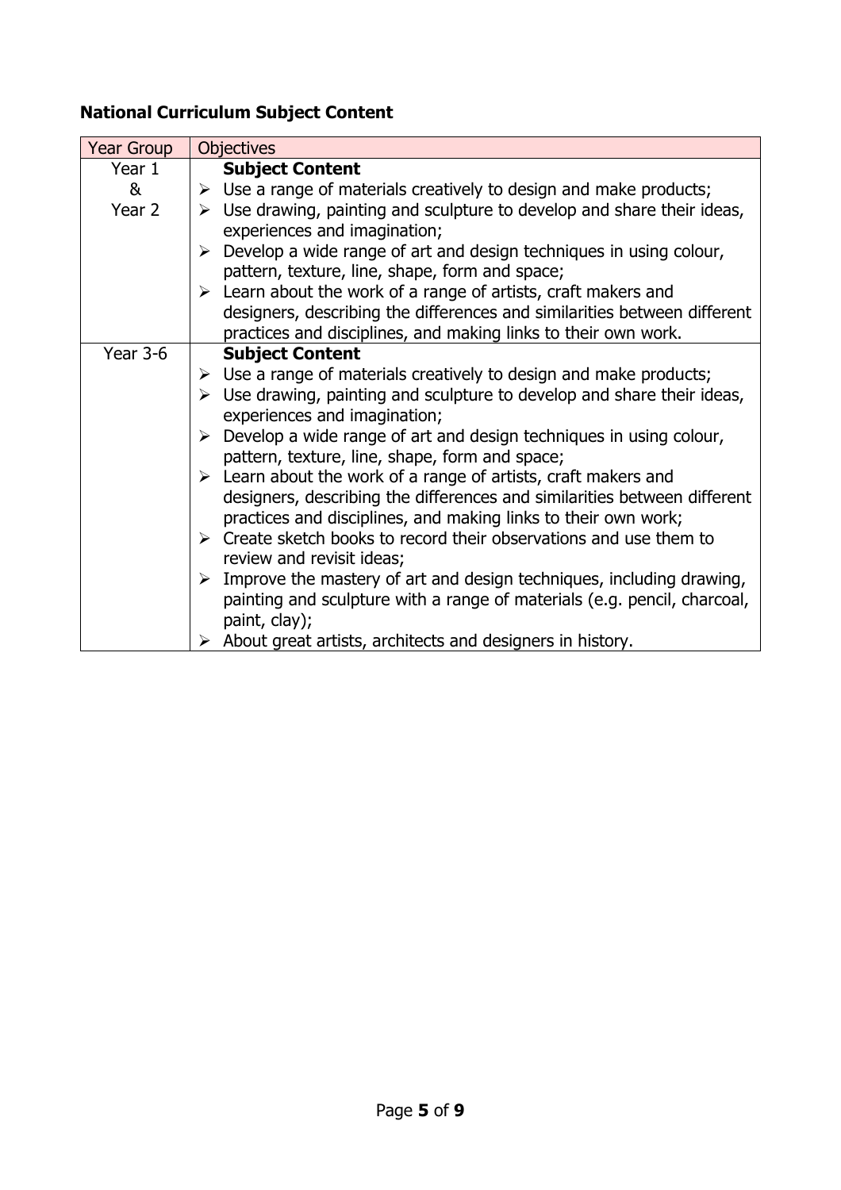**National Curriculum Subject Content**

| Year Group | Objectives |
|---|---|
| Year 1 & Year 2 | **Subject Content**<br>➢ Use a range of materials creatively to design and make products;<br>➢ Use drawing, painting and sculpture to develop and share their ideas, experiences and imagination;<br>➢ Develop a wide range of art and design techniques in using colour, pattern, texture, line, shape, form and space;<br>➢ Learn about the work of a range of artists, craft makers and designers, describing the differences and similarities between different practices and disciplines, and making links to their own work. |
| Year 3-6 | **Subject Content**<br>➢ Use a range of materials creatively to design and make products;<br>➢ Use drawing, painting and sculpture to develop and share their ideas, experiences and imagination;<br>➢ Develop a wide range of art and design techniques in using colour, pattern, texture, line, shape, form and space;<br>➢ Learn about the work of a range of artists, craft makers and designers, describing the differences and similarities between different practices and disciplines, and making links to their own work;<br>➢ Create sketch books to record their observations and use them to review and revisit ideas;<br>➢ Improve the mastery of art and design techniques, including drawing, painting and sculpture with a range of materials (e.g. pencil, charcoal, paint, clay);<br>➢ About great artists, architects and designers in history. |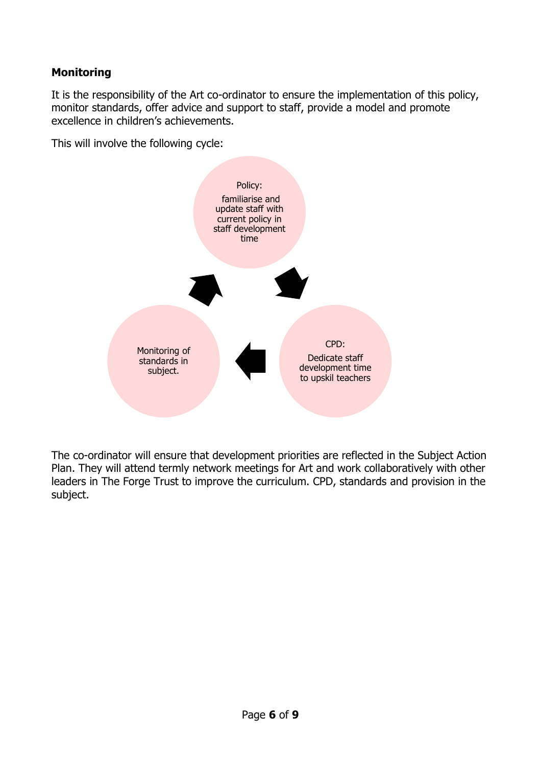**Monitoring**

It is the responsibility of the Art co-ordinator to ensure the implementation of this policy, monitor standards, offer advice and support to staff, provide a model and promote excellence in children's achievements.

This will involve the following cycle:

Policy:

familiarise and update staff with current policy in staff development time

CPD:

Dedicate staff development time to upskil teachers

Monitoring of standards in subject.

The co-ordinator will ensure that development priorities are reflected in the Subject Action Plan. They will attend termly network meetings for Art and work collaboratively with other leaders in The Forge Trust to improve the curriculum. CPD, standards and provision in the subject.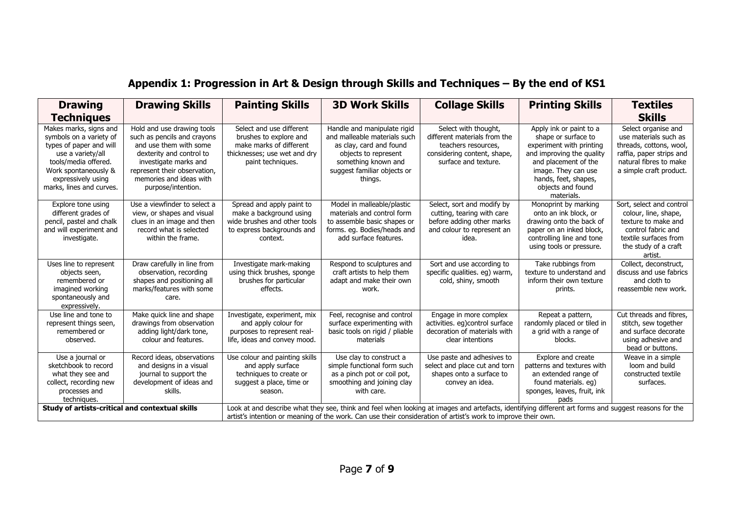## Appendix 1: Progression in Art & Design through Skills and Techniques – By the end of KS1

| Drawing Techniques | Drawing Skills | Painting Skills | 3D Work Skills | Collage Skills | Printing Skills | Textiles Skills |
|---|---|---|---|---|---|---|
| Makes marks, signs and symbols on a variety of types of paper and will use a variety/all tools/media offered. Work spontaneously & expressively using marks, lines and curves. | Hold and use drawing tools such as pencils and crayons and use them with some dexterity and control to investigate marks and represent their observation, memories and ideas with purpose/intention. | Select and use different brushes to explore and make marks of different thicknesses; use wet and dry paint techniques. | Handle and manipulate rigid and malleable materials such as clay, card and found objects to represent something known and suggest familiar objects or things. | Select with thought, different materials from the teachers resources, considering content, shape, surface and texture. | Apply ink or paint to a shape or surface to experiment with printing and improving the quality and placement of the image. They can use hands, feet, shapes, objects and found materials. | Select organise and use materials such as threads, cottons, wool, raffia, paper strips and natural fibres to make a simple craft product. |
| Explore tone using different grades of pencil, pastel and chalk and will experiment and investigate. | Use a viewfinder to select a view, or shapes and visual clues in an image and then record what is selected within the frame. | Spread and apply paint to make a background using wide brushes and other tools to express backgrounds and context. | Model in malleable/plastic materials and control form to assemble basic shapes or forms. eg. Bodies/heads and add surface features. | Select, sort and modify by cutting, tearing with care before adding other marks and colour to represent an idea. | Monoprint by marking onto an ink block, or drawing onto the back of paper on an inked block, controlling line and tone using tools or pressure. | Sort, select and control colour, line, shape, texture to make and control fabric and textile surfaces from the study of a craft artist. |
| Uses line to represent objects seen, remembered or imagined working spontaneously and expressively. | Draw carefully in line from observation, recording shapes and positioning all marks/features with some care. | Investigate mark-making using thick brushes, sponge brushes for particular effects. | Respond to sculptures and craft artists to help them adapt and make their own work. | Sort and use according to specific qualities. eg) warm, cold, shiny, smooth | Take rubbings from texture to understand and inform their own texture prints. | Collect, deconstruct, discuss and use fabrics and cloth to reassemble new work. |
| Use line and tone to represent things seen, remembered or observed. | Make quick line and shape drawings from observation adding light/dark tone, colour and features. | Investigate, experiment, mix and apply colour for purposes to represent real-life, ideas and convey mood. | Feel, recognise and control surface experimenting with basic tools on rigid / pliable materials | Engage in more complex activities. eg)control surface decoration of materials with clear intentions | Repeat a pattern, randomly placed or tiled in a grid with a range of blocks. | Cut threads and fibres, stitch, sew together and surface decorate using adhesive and bead or buttons. |
| Use a journal or sketchbook to record what they see and collect, recording new processes and techniques. | Record ideas, observations and designs in a visual journal to support the development of ideas and skills. | Use colour and painting skills and apply surface techniques to create or suggest a place, time or season. | Use clay to construct a simple functional form such as a pinch pot or coil pot, smoothing and joining clay with care. | Use paste and adhesives to select and place cut and torn shapes onto a surface to convey an idea. | Explore and create patterns and textures with an extended range of found materials. eg) sponges, leaves, fruit, ink pads | Weave in a simple loom and build constructed textile surfaces. |
| **Study of artists-critical and contextual skills** | | Look at and describe what they see, think and feel when looking at images and artefacts, identifying different art forms and suggest reasons for the artist's intention or meaning of the work. Can use their consideration of artist's work to improve their own. | | | | |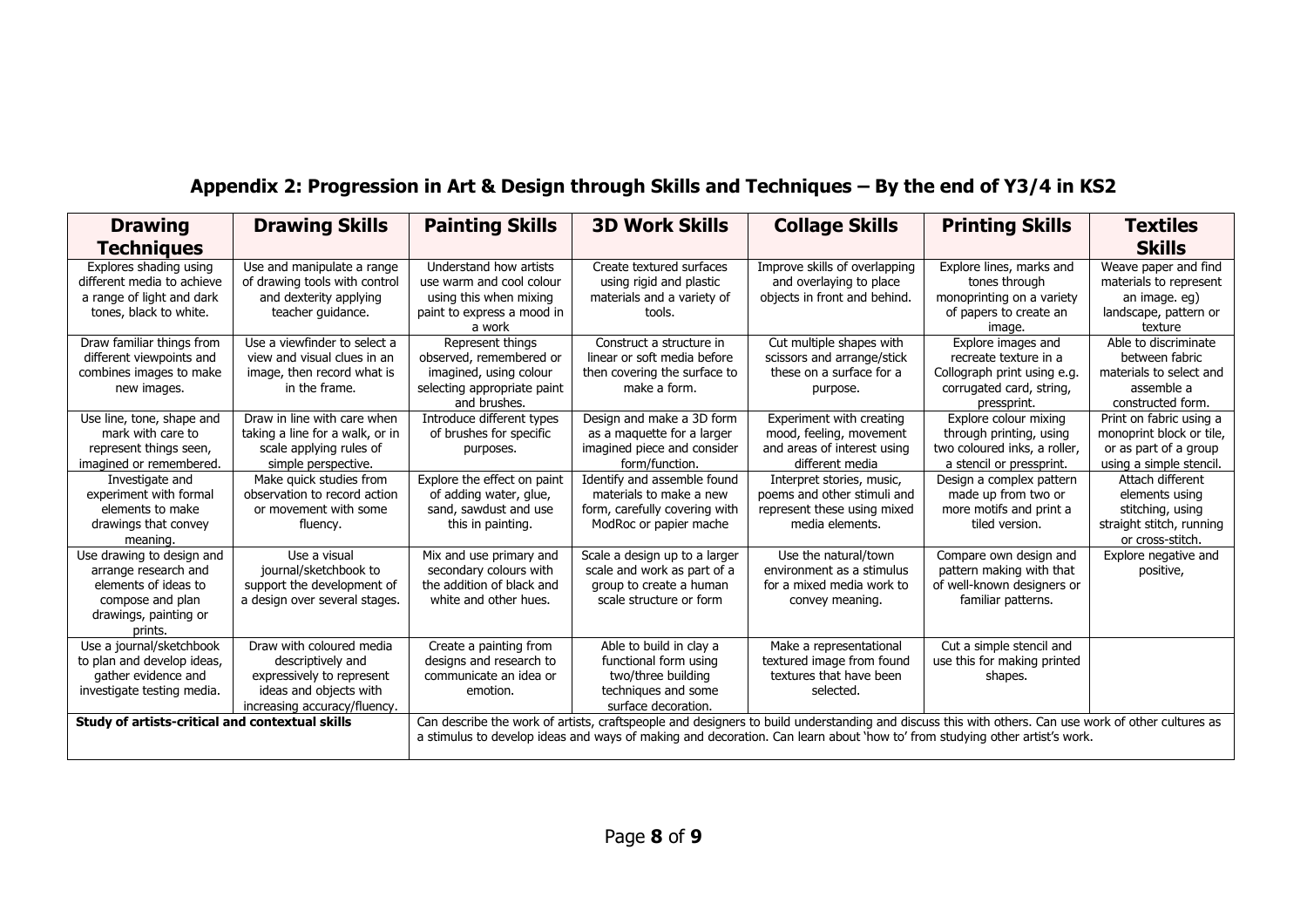## Appendix 2: Progression in Art & Design through Skills and Techniques – By the end of Y3/4 in KS2

| Drawing Techniques | Drawing Skills | Painting Skills | 3D Work Skills | Collage Skills | Printing Skills | Textiles Skills |
|---|---|---|---|---|---|---|
| Explores shading using different media to achieve a range of light and dark tones, black to white. | Use and manipulate a range of drawing tools with control and dexterity applying teacher guidance. | Understand how artists use warm and cool colour using this when mixing paint to express a mood in a work | Create textured surfaces using rigid and plastic materials and a variety of tools. | Improve skills of overlapping and overlaying to place objects in front and behind. | Explore lines, marks and tones through monoprinting on a variety of papers to create an image. | Weave paper and find materials to represent an image. eg) landscape, pattern or texture |
| Draw familiar things from different viewpoints and combines images to make new images. | Use a viewfinder to select a view and visual clues in an image, then record what is in the frame. | Represent things observed, remembered or imagined, using colour selecting appropriate paint and brushes. | Construct a structure in linear or soft media before then covering the surface to make a form. | Cut multiple shapes with scissors and arrange/stick these on a surface for a purpose. | Explore images and recreate texture in a Collograph print using e.g. corrugated card, string, pressprint. | Able to discriminate between fabric materials to select and assemble a constructed form. |
| Use line, tone, shape and mark with care to represent things seen, imagined or remembered. | Draw in line with care when taking a line for a walk, or in scale applying rules of simple perspective. | Introduce different types of brushes for specific purposes. | Design and make a 3D form as a maquette for a larger imagined piece and consider form/function. | Experiment with creating mood, feeling, movement and areas of interest using different media | Explore colour mixing through printing, using two coloured inks, a roller, a stencil or pressprint. | Print on fabric using a monoprint block or tile, or as part of a group using a simple stencil. |
| Investigate and experiment with formal elements to make drawings that convey meaning. | Make quick studies from observation to record action or movement with some fluency. | Explore the effect on paint of adding water, glue, sand, sawdust and use this in painting. | Identify and assemble found materials to make a new form, carefully covering with ModRoc or papier mache | Interpret stories, music, poems and other stimuli and represent these using mixed media elements. | Design a complex pattern made up from two or more motifs and print a tiled version. | Attach different elements using stitching, using straight stitch, running or cross-stitch. |
| Use drawing to design and arrange research and elements of ideas to compose and plan drawings, painting or prints. | Use a visual journal/sketchbook to support the development of a design over several stages. | Mix and use primary and secondary colours with the addition of black and white and other hues. | Scale a design up to a larger scale and work as part of a group to create a human scale structure or form | Use the natural/town environment as a stimulus for a mixed media work to convey meaning. | Compare own design and pattern making with that of well-known designers or familiar patterns. | Explore negative and positive, |
| Use a journal/sketchbook to plan and develop ideas, gather evidence and investigate testing media. | Draw with coloured media descriptively and expressively to represent ideas and objects with increasing accuracy/fluency. | Create a painting from designs and research to communicate an idea or emotion. | Able to build in clay a functional form using two/three building techniques and some surface decoration. | Make a representational textured image from found textures that have been selected. | Cut a simple stencil and use this for making printed shapes. | |
| **Study of artists-critical and contextual skills** | | Can describe the work of artists, craftspeople and designers to build understanding and discuss this with others. Can use work of other cultures as a stimulus to develop ideas and ways of making and decoration. Can learn about 'how to' from studying other artist's work. | | | | |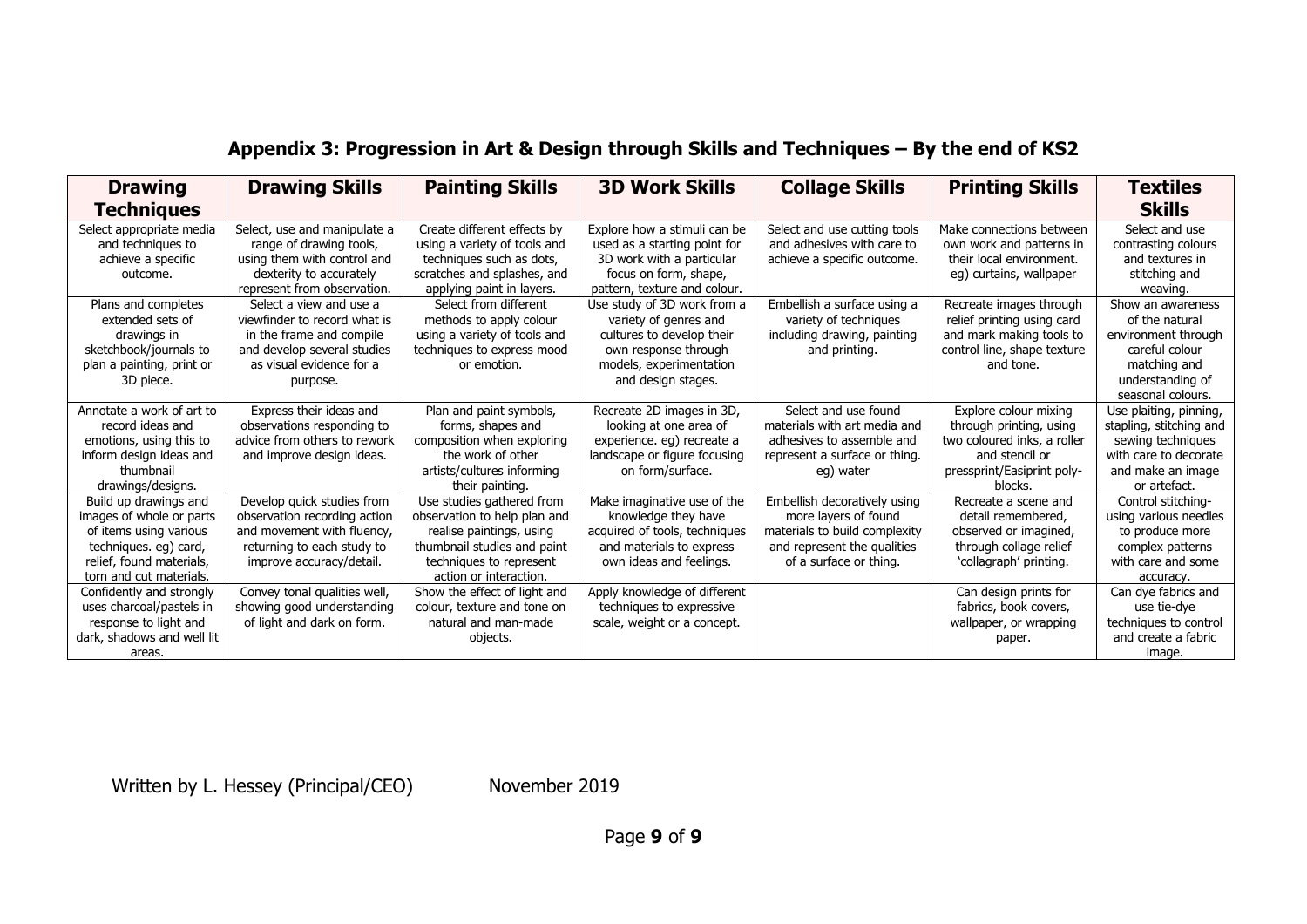## Appendix 3: Progression in Art & Design through Skills and Techniques – By the end of KS2

| Drawing Techniques | Drawing Skills | Painting Skills | 3D Work Skills | Collage Skills | Printing Skills | Textiles Skills |
|---|---|---|---|---|---|---|
| Select appropriate media and techniques to achieve a specific outcome. | Select, use and manipulate a range of drawing tools, using them with control and dexterity to accurately represent from observation. | Create different effects by using a variety of tools and techniques such as dots, scratches and splashes, and applying paint in layers. | Explore how a stimuli can be used as a starting point for 3D work with a particular focus on form, shape, pattern, texture and colour. | Select and use cutting tools and adhesives with care to achieve a specific outcome. | Make connections between own work and patterns in their local environment. eg) curtains, wallpaper | Select and use contrasting colours and textures in stitching and weaving. |
| Plans and completes extended sets of drawings in sketchbook/journals to plan a painting, print or 3D piece. | Select a view and use a viewfinder to record what is in the frame and compile and develop several studies as visual evidence for a purpose. | Select from different methods to apply colour using a variety of tools and techniques to express mood or emotion. | Use study of 3D work from a variety of genres and cultures to develop their own response through models, experimentation and design stages. | Embellish a surface using a variety of techniques including drawing, painting and printing. | Recreate images through relief printing using card and mark making tools to control line, shape texture and tone. | Show an awareness of the natural environment through careful colour matching and understanding of seasonal colours. |
| Annotate a work of art to record ideas and emotions, using this to inform design ideas and thumbnail drawings/designs. | Express their ideas and observations responding to advice from others to rework and improve design ideas. | Plan and paint symbols, forms, shapes and composition when exploring the work of other artists/cultures informing their painting. | Recreate 2D images in 3D, looking at one area of experience. eg) recreate a landscape or figure focusing on form/surface. | Select and use found materials with art media and adhesives to assemble and represent a surface or thing. eg) water | Explore colour mixing through printing, using two coloured inks, a roller and stencil or pressprint/Easiprint poly-blocks. | Use plaiting, pinning, stapling, stitching and sewing techniques with care to decorate and make an image or artefact. |
| Build up drawings and images of whole or parts of items using various techniques. eg) card, relief, found materials, torn and cut materials. | Develop quick studies from observation recording action and movement with fluency, returning to each study to improve accuracy/detail. | Use studies gathered from observation to help plan and realise paintings, using thumbnail studies and paint techniques to represent action or interaction. | Make imaginative use of the knowledge they have acquired of tools, techniques and materials to express own ideas and feelings. | Embellish decoratively using more layers of found materials to build complexity and represent the qualities of a surface or thing. | Recreate a scene and detail remembered, observed or imagined, through collage relief 'collagraph' printing. | Control stitching-using various needles to produce more complex patterns with care and some accuracy. |
| Confidently and strongly uses charcoal/pastels in response to light and dark, shadows and well lit areas. | Convey tonal qualities well, showing good understanding of light and dark on form. | Show the effect of light and colour, texture and tone on natural and man-made objects. | Apply knowledge of different techniques to expressive scale, weight or a concept. | | Can design prints for fabrics, book covers, wallpaper, or wrapping paper. | Can dye fabrics and use tie-dye techniques to control and create a fabric image. |

Written by L. Hessey (Principal/CEO) November 2019